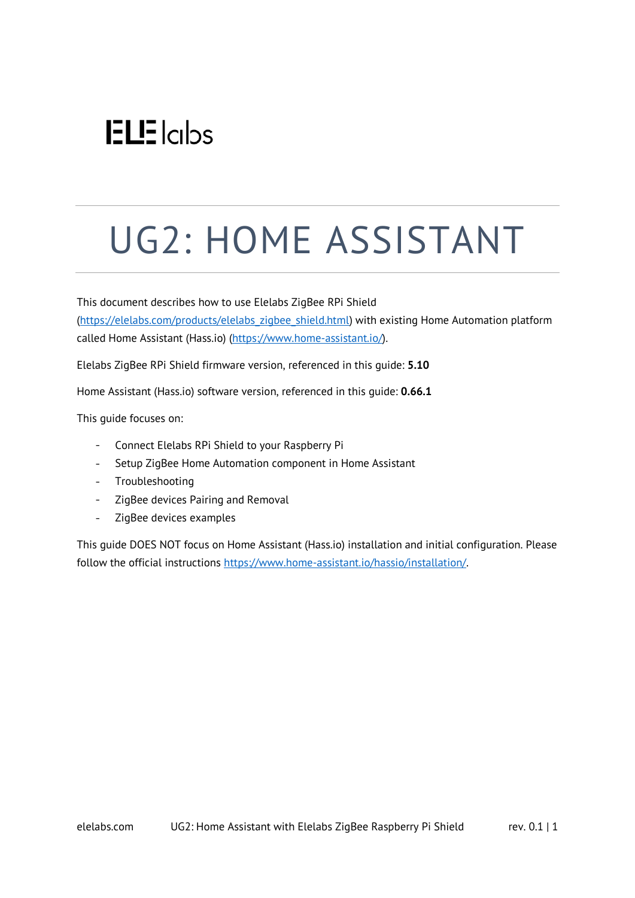ELE labs

# UG2: HOME ASSISTANT

This document describes how to use Elelabs ZigBee RPi Shield (https://elelabs.com/products/elelabs_zigbee_shield.html) with existing Home Automation platform called Home Assistant (Hass.io) (https://www.home-assistant.io/).

Elelabs ZigBee RPi Shield firmware version, referenced in this guide: **5.10**

Home Assistant (Hass.io) software version, referenced in this guide: **0.66.1**

This guide focuses on:

- Connect Elelabs RPi Shield to your Raspberry Pi
- Setup ZigBee Home Automation component in Home Assistant
- Troubleshooting
- ZigBee devices Pairing and Removal
- ZigBee devices examples

This guide DOES NOT focus on Home Assistant (Hass.io) installation and initial configuration. Please follow the official instructions https://www.home-assistant.io/hassio/installation/.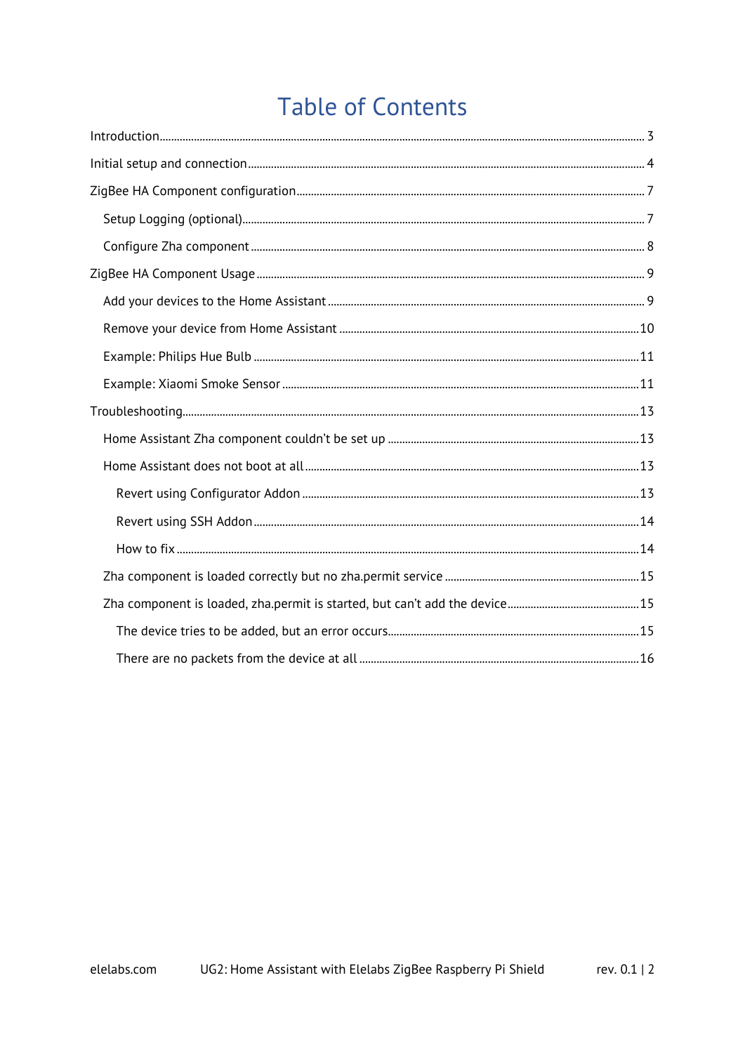# Table of Contents

- Introduction ..... 3
- Initial setup and connection ..... 4
- ZigBee HA Component configuration ..... 7
  - Setup Logging (optional) ..... 7
  - Configure Zha component ..... 8
- ZigBee HA Component Usage ..... 9
  - Add your devices to the Home Assistant ..... 9
  - Remove your device from Home Assistant ..... 10
  - Example: Philips Hue Bulb ..... 11
  - Example: Xiaomi Smoke Sensor ..... 11
- Troubleshooting ..... 13
  - Home Assistant Zha component couldn't be set up ..... 13
  - Home Assistant does not boot at all ..... 13
    - Revert using Configurator Addon ..... 13
    - Revert using SSH Addon ..... 14
    - How to fix ..... 14
  - Zha component is loaded correctly but no zha.permit service ..... 15
  - Zha component is loaded, zha.permit is started, but can't add the device ..... 15
    - The device tries to be added, but an error occurs ..... 15
    - There are no packets from the device at all ..... 16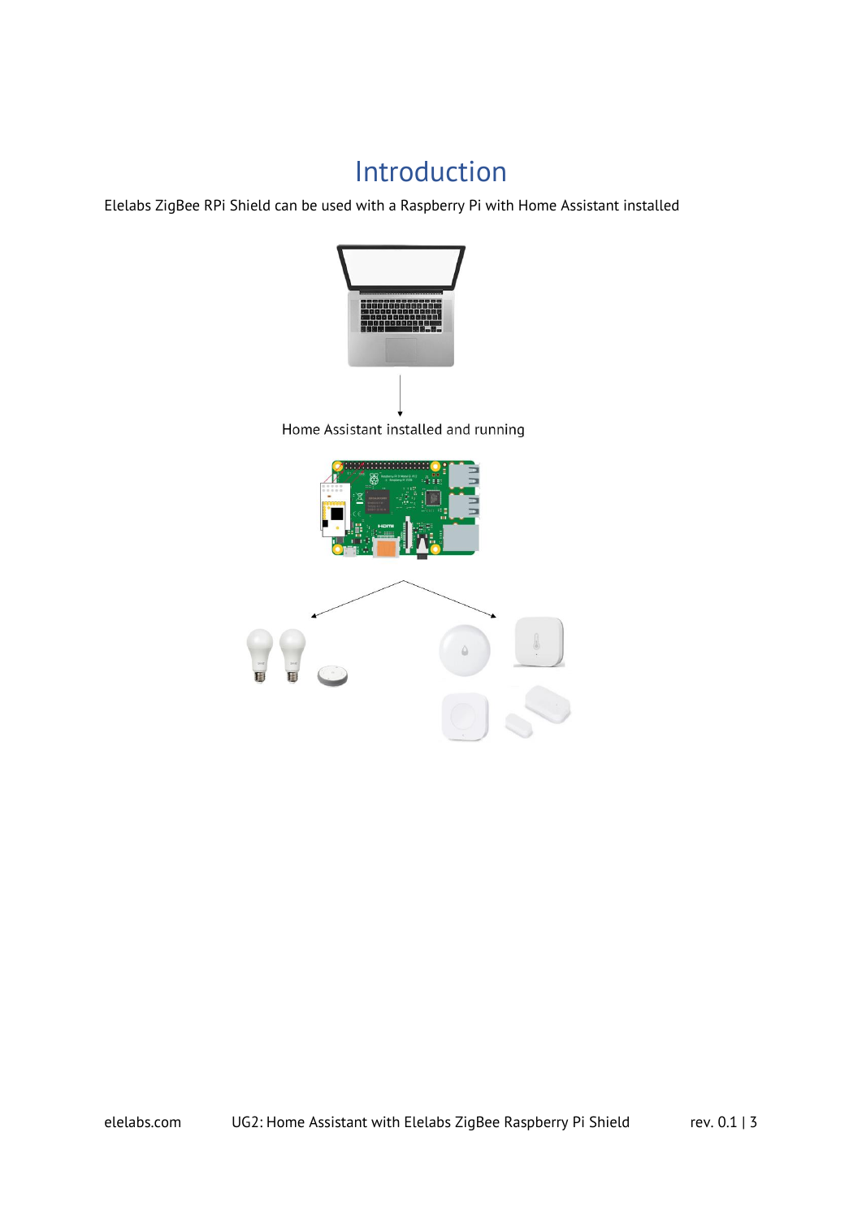# Introduction

Elelabs ZigBee RPi Shield can be used with a Raspberry Pi with Home Assistant installed

Home Assistant installed and running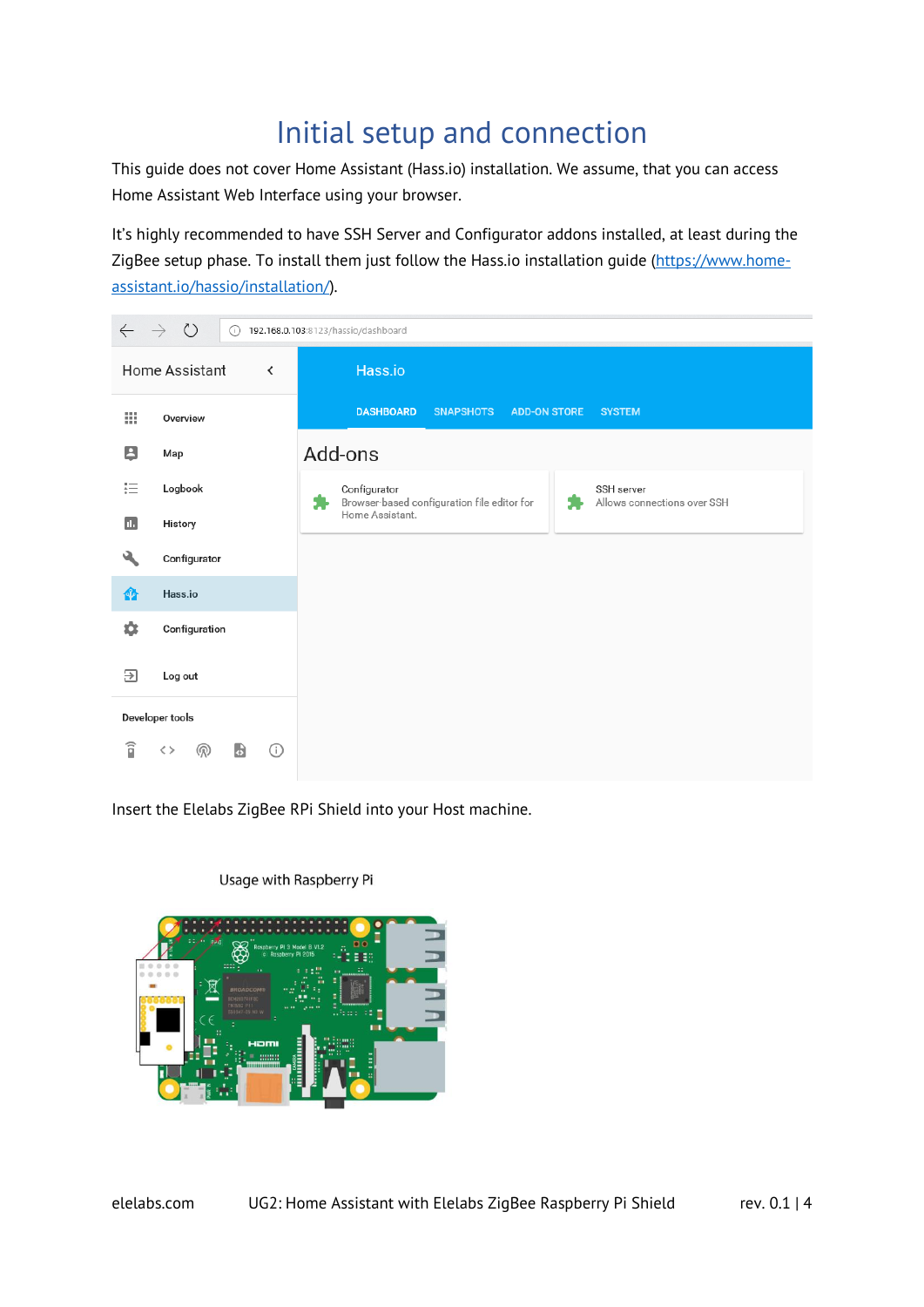# Initial setup and connection

This guide does not cover Home Assistant (Hass.io) installation. We assume, that you can access Home Assistant Web Interface using your browser.

It's highly recommended to have SSH Server and Configurator addons installed, at least during the ZigBee setup phase. To install them just follow the Hass.io installation guide ([https://www.home-assistant.io/hassio/installation/](https://www.home-assistant.io/hassio/installation/)).

Insert the Elelabs ZigBee RPi Shield into your Host machine.

Usage with Raspberry Pi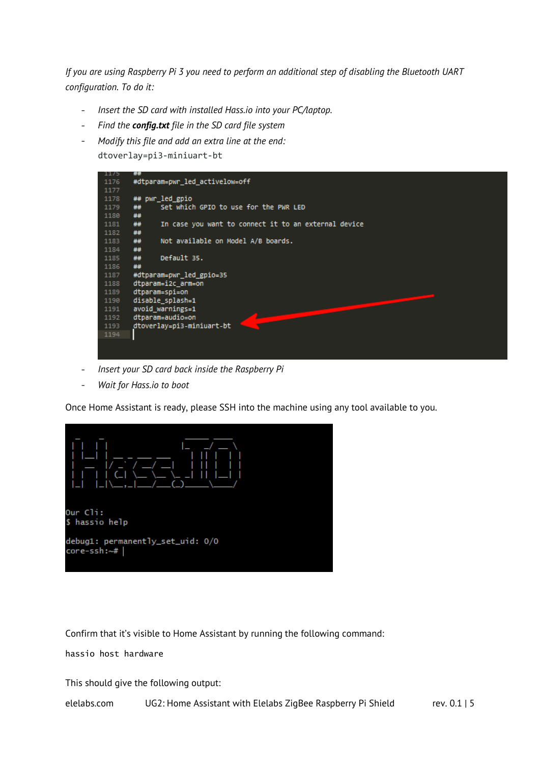*If you are using Raspberry Pi 3 you need to perform an additional step of disabling the Bluetooth UART configuration. To do it:*

- *Insert the SD card with installed Hass.io into your PC/laptop.*
- *Find the **config.txt** file in the SD card file system*
- *Modify this file and add an extra line at the end:*
  `dtoverlay=pi3-miniuart-bt`

```
1175  ##
1176  #dtparam=pwr_led_activelow=off
1177
1178  ## pwr_led_gpio
1179  ##     Set which GPIO to use for the PWR LED
1180  ##
1181  ##     In case you want to connect it to an external device
1182  ##
1183  ##     Not available on Model A/B boards.
1184  ##
1185  ##     Default 35.
1186  ##
1187  #dtparam=pwr_led_gpio=35
1188  dtparam=i2c_arm=on
1189  dtparam=spi=on
1190  disable_splash=1
1191  avoid_warnings=1
1192  dtparam=audio=on
1193  dtoverlay=pi3-miniuart-bt
1194
```

- *Insert your SD card back inside the Raspberry Pi*
- *Wait for Hass.io to boot*

Once Home Assistant is ready, please SSH into the machine using any tool available to you.

```
Our Cli:
$ hassio help

debug1: permanently_set_uid: 0/0
core-ssh:~#
```

Confirm that it's visible to Home Assistant by running the following command:

`hassio host hardware`

This should give the following output: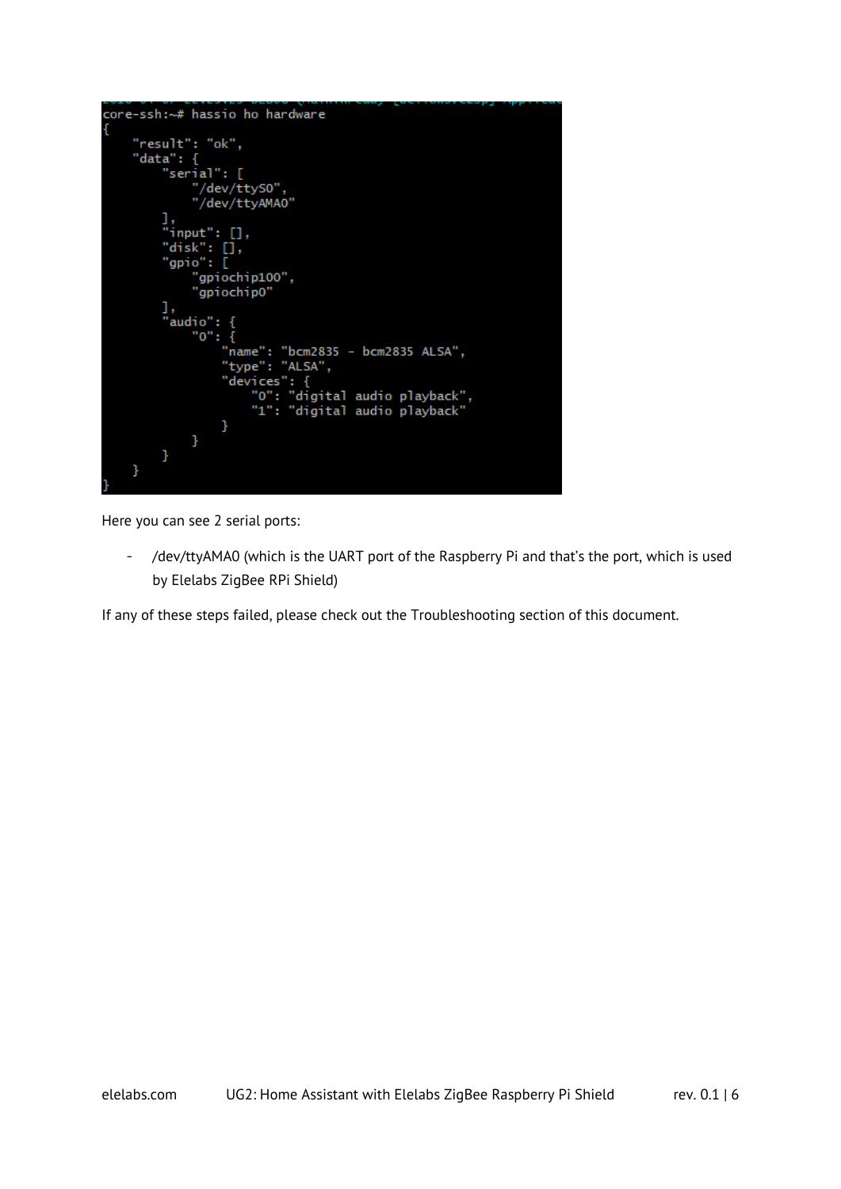```
core-ssh:~# hassio ho hardware
{
    "result": "ok",
    "data": {
        "serial": [
            "/dev/ttyS0",
            "/dev/ttyAMA0"
        ],
        "input": [],
        "disk": [],
        "gpio": [
            "gpiochip100",
            "gpiochip0"
        ],
        "audio": {
            "0": {
                "name": "bcm2835 - bcm2835 ALSA",
                "type": "ALSA",
                "devices": {
                    "0": "digital audio playback",
                    "1": "digital audio playback"
                }
            }
        }
    }
}
```

Here you can see 2 serial ports:

- /dev/ttyAMA0 (which is the UART port of the Raspberry Pi and that's the port, which is used by Elelabs ZigBee RPi Shield)

If any of these steps failed, please check out the Troubleshooting section of this document.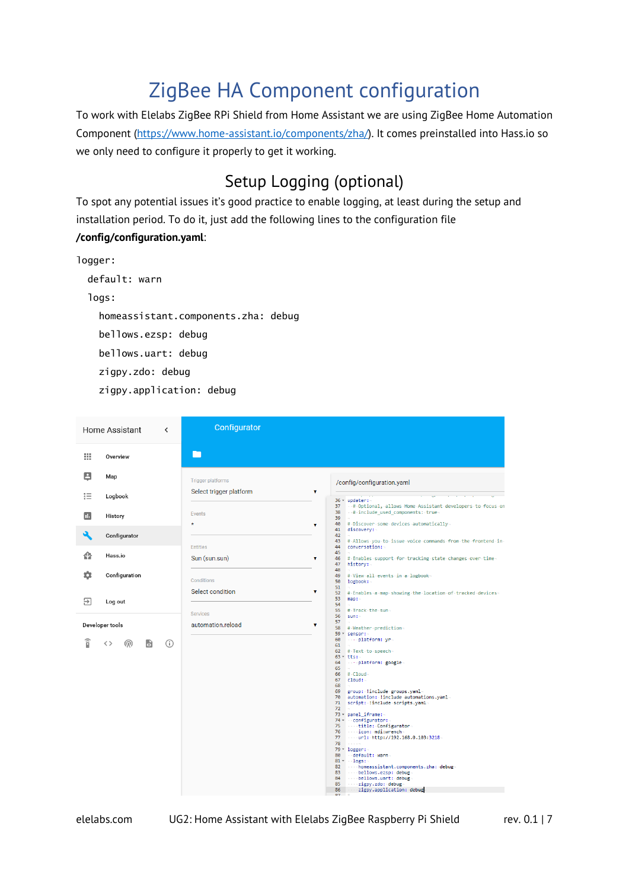# ZigBee HA Component configuration

To work with Elelabs ZigBee RPi Shield from Home Assistant we are using ZigBee Home Automation Component (https://www.home-assistant.io/components/zha/). It comes preinstalled into Hass.io so we only need to configure it properly to get it working.

## Setup Logging (optional)

To spot any potential issues it's good practice to enable logging, at least during the setup and installation period. To do it, just add the following lines to the configuration file **/config/configuration.yaml**:

```
logger:
  default: warn
  logs:
    homeassistant.components.zha: debug
    bellows.ezsp: debug
    bellows.uart: debug
    zigpy.zdo: debug
    zigpy.application: debug
```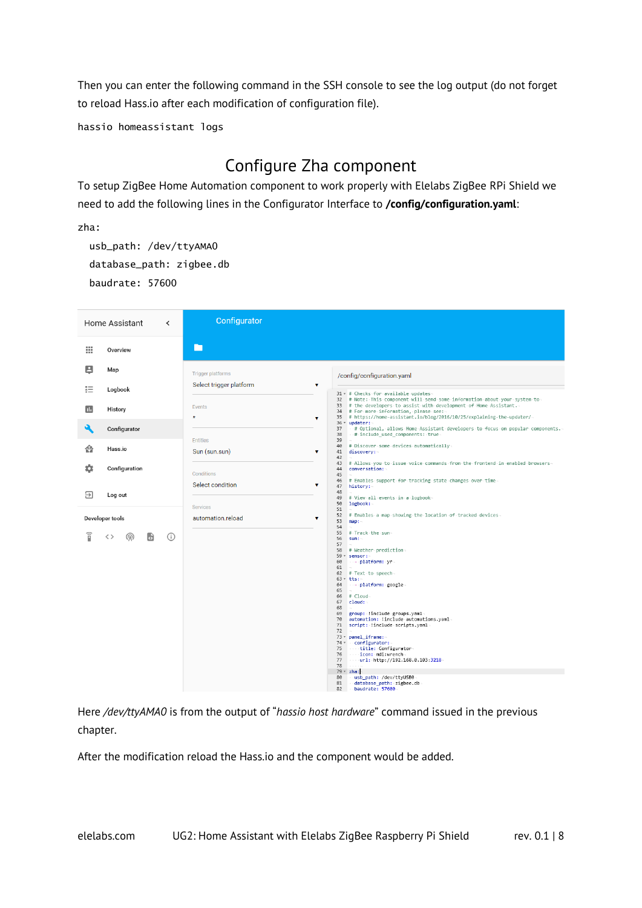Then you can enter the following command in the SSH console to see the log output (do not forget to reload Hass.io after each modification of configuration file).

```
hassio homeassistant logs
```

## Configure Zha component

To setup ZigBee Home Automation component to work properly with Elelabs ZigBee RPi Shield we need to add the following lines in the Configurator Interface to **/config/configuration.yaml**:

```
zha:
  usb_path: /dev/ttyAMA0
  database_path: zigbee.db
  baudrate: 57600
```

Here */dev/ttyAMA0* is from the output of "*hassio host hardware*" command issued in the previous chapter.

After the modification reload the Hass.io and the component would be added.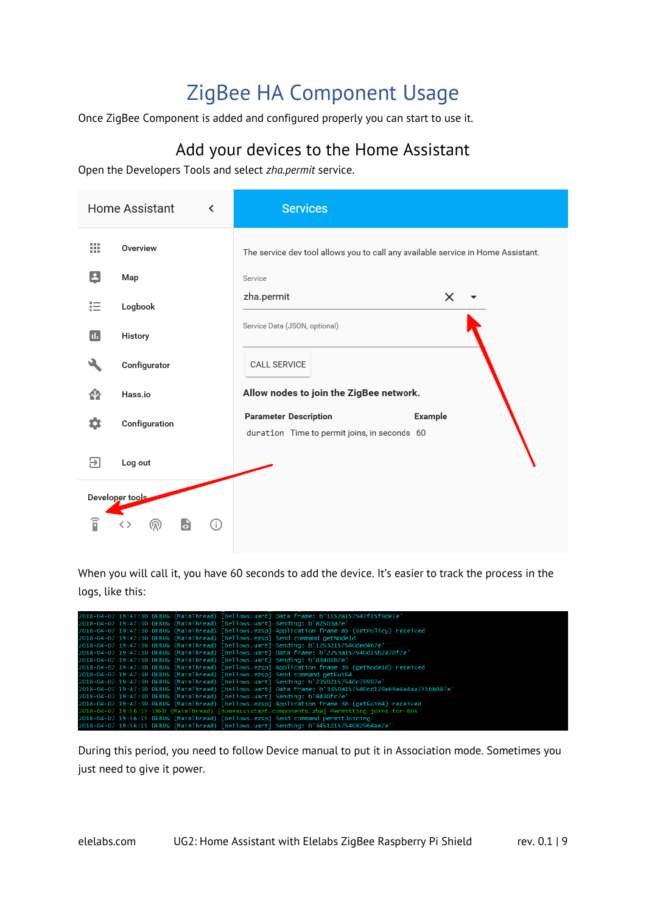# ZigBee HA Component Usage

Once ZigBee Component is added and configured properly you can start to use it.

## Add your devices to the Home Assistant

Open the Developers Tools and select *zha.permit* service.

When you will call it, you have 60 seconds to add the device. It's easier to track the process in the logs, like this:

```
2018-04-07 19:47:30 DEBUG (MainThread) [bellows.uart] Data frame: b'1152a157547f15f9de7e'
2018-04-07 19:47:30 DEBUG (MainThread) [bellows.uart] Sending: b'82503a7e'
2018-04-07 19:47:30 DEBUG (MainThread) [bellows.ezsp] Application frame 85 (setPolicy) received
2018-04-07 19:47:30 DEBUG (MainThread) [bellows.ezsp] Send command getNodeId
2018-04-07 19:47:30 DEBUG (MainThread) [bellows.uart] Sending: b'12532157540ded467e'
2018-04-07 19:47:30 DEBUG (MainThread) [bellows.uart] Data frame: b'2253a157540d15b2a70f7e'
2018-04-07 19:47:30 DEBUG (MainThread) [bellows.uart] Sending: b'83401b7e'
2018-04-07 19:47:30 DEBUG (MainThread) [bellows.ezsp] Application frame 39 (getNodeId) received
2018-04-07 19:47:30 DEBUG (MainThread) [bellows.ezsp] Send command getEui64
2018-04-07 19:47:30 DEBUG (MainThread) [bellows.uart] Sending: b'23502157540c79997e'
2018-04-07 19:47:30 DEBUG (MainThread) [bellows.uart] Data frame: b'3350a157540cd129e69e4a4aa755bb087e'
2018-04-07 19:47:30 DEBUG (MainThread) [bellows.uart] Sending: b'8430fc7e'
2018-04-07 19:47:30 DEBUG (MainThread) [bellows.ezsp] Application frame 38 (getEui64) received
2018-04-07 19:56:15 INFO (MainThread) [homeassistant.components.zha] Permitting joins for 60s
2018-04-07 19:56:15 DEBUG (MainThread) [bellows.ezsp] Send command permitJoining
2018-04-07 19:56:15 DEBUG (MainThread) [bellows.uart] Sending: b'3451215754082964ae7e'
```

During this period, you need to follow Device manual to put it in Association mode. Sometimes you just need to give it power.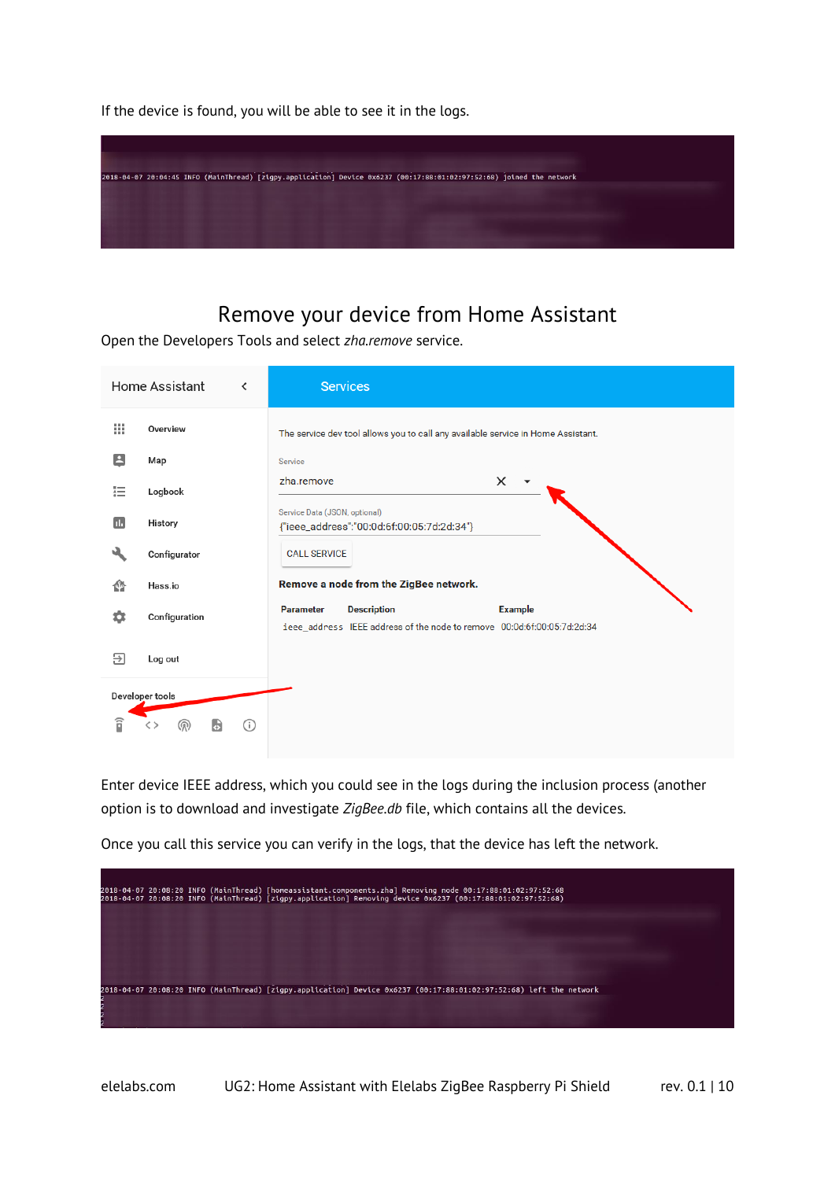If the device is found, you will be able to see it in the logs.

```
2018-04-07 20:04:45 INFO (MainThread) [zigpy.application] Device 0x6237 (00:17:88:01:02:97:52:68) joined the network
```

## Remove your device from Home Assistant

Open the Developers Tools and select *zha.remove* service.

```
Service: zha.remove
Service Data (JSON, optional): {"ieee_address":"00:0d:6f:00:05:7d:2d:34"}
CALL SERVICE
```

**Remove a node from the ZigBee network.**

| Parameter | Description | Example |
|---|---|---|
| ieee_address | IEEE address of the node to remove | 00:0d:6f:00:05:7d:2d:34 |

Enter device IEEE address, which you could see in the logs during the inclusion process (another option is to download and investigate *ZigBee.db* file, which contains all the devices.

Once you call this service you can verify in the logs, that the device has left the network.

```
2018-04-07 20:08:20 INFO (MainThread) [homeassistant.components.zha] Removing node 00:17:88:01:02:97:52:68
2018-04-07 20:08:20 INFO (MainThread) [zigpy.application] Removing device 0x6237 (00:17:88:01:02:97:52:68)
2018-04-07 20:08:20 INFO (MainThread) [zigpy.application] Device 0x6237 (00:17:88:01:02:97:52:68) left the network
```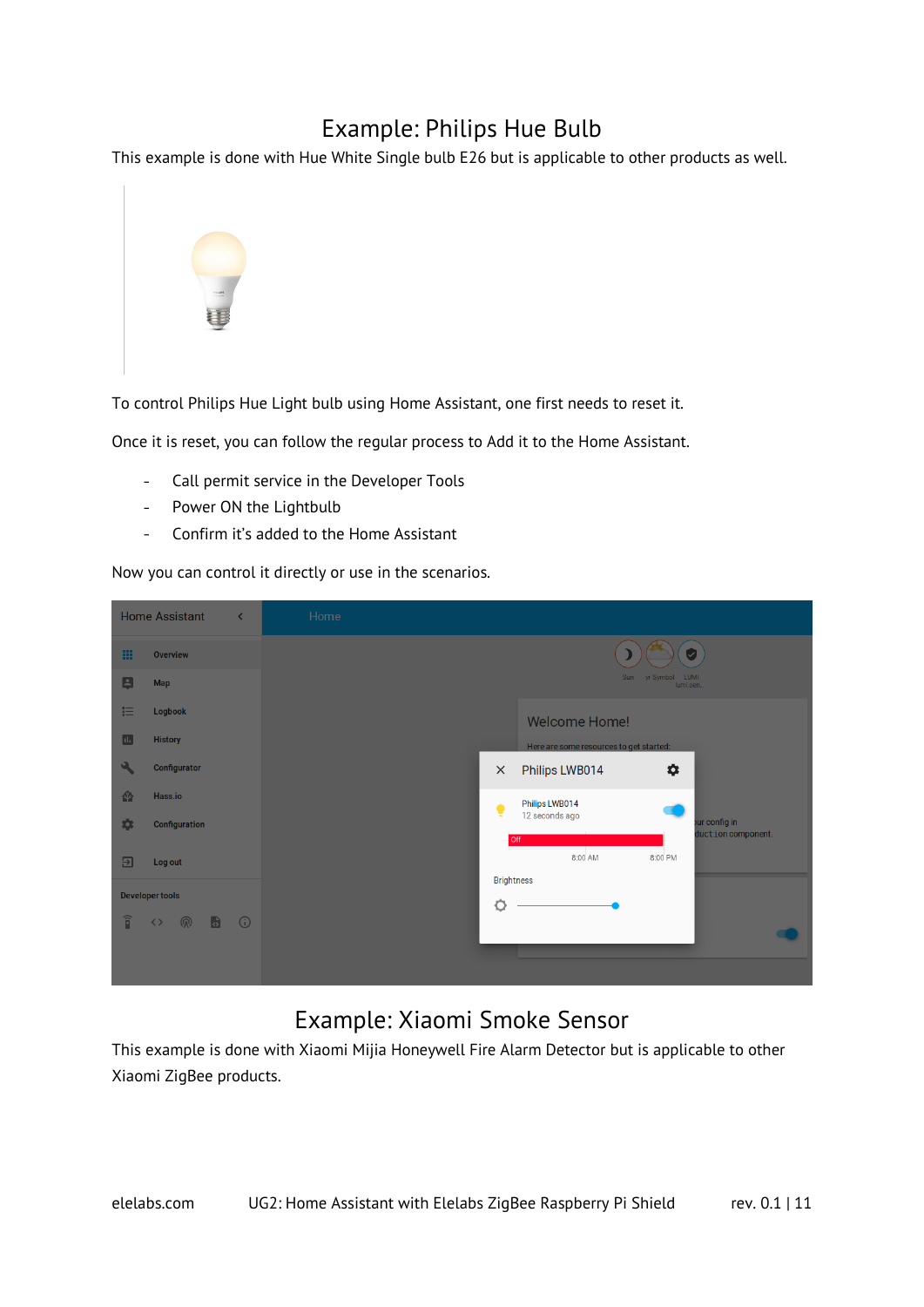# Example: Philips Hue Bulb

This example is done with Hue White Single bulb E26 but is applicable to other products as well.

To control Philips Hue Light bulb using Home Assistant, one first needs to reset it.

Once it is reset, you can follow the regular process to Add it to the Home Assistant.

- Call permit service in the Developer Tools
- Power ON the Lightbulb
- Confirm it's added to the Home Assistant

Now you can control it directly or use in the scenarios.

# Example: Xiaomi Smoke Sensor

This example is done with Xiaomi Mijia Honeywell Fire Alarm Detector but is applicable to other Xiaomi ZigBee products.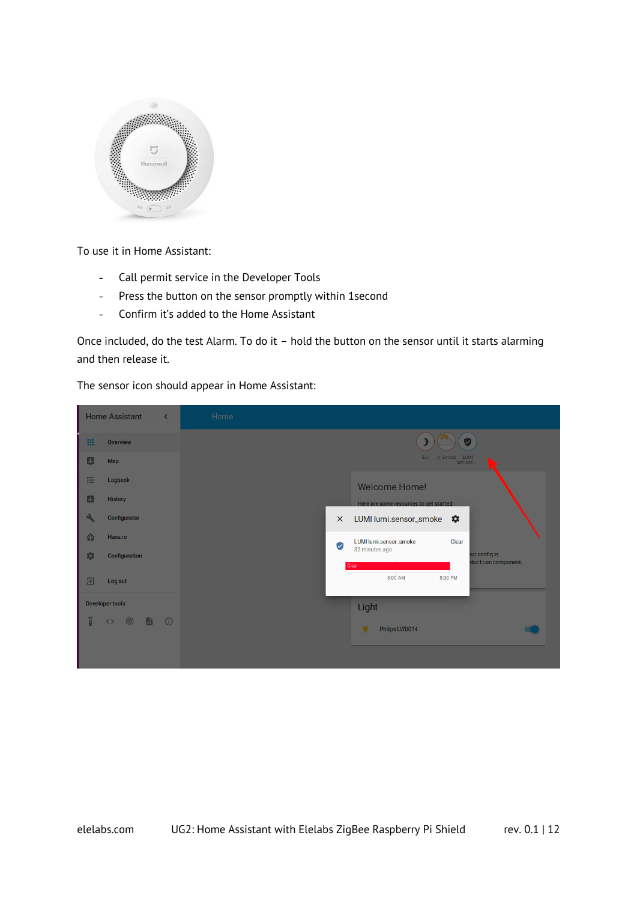To use it in Home Assistant:

- Call permit service in the Developer Tools
- Press the button on the sensor promptly within 1second
- Confirm it's added to the Home Assistant

Once included, do the test Alarm. To do it – hold the button on the sensor until it starts alarming and then release it.

The sensor icon should appear in Home Assistant: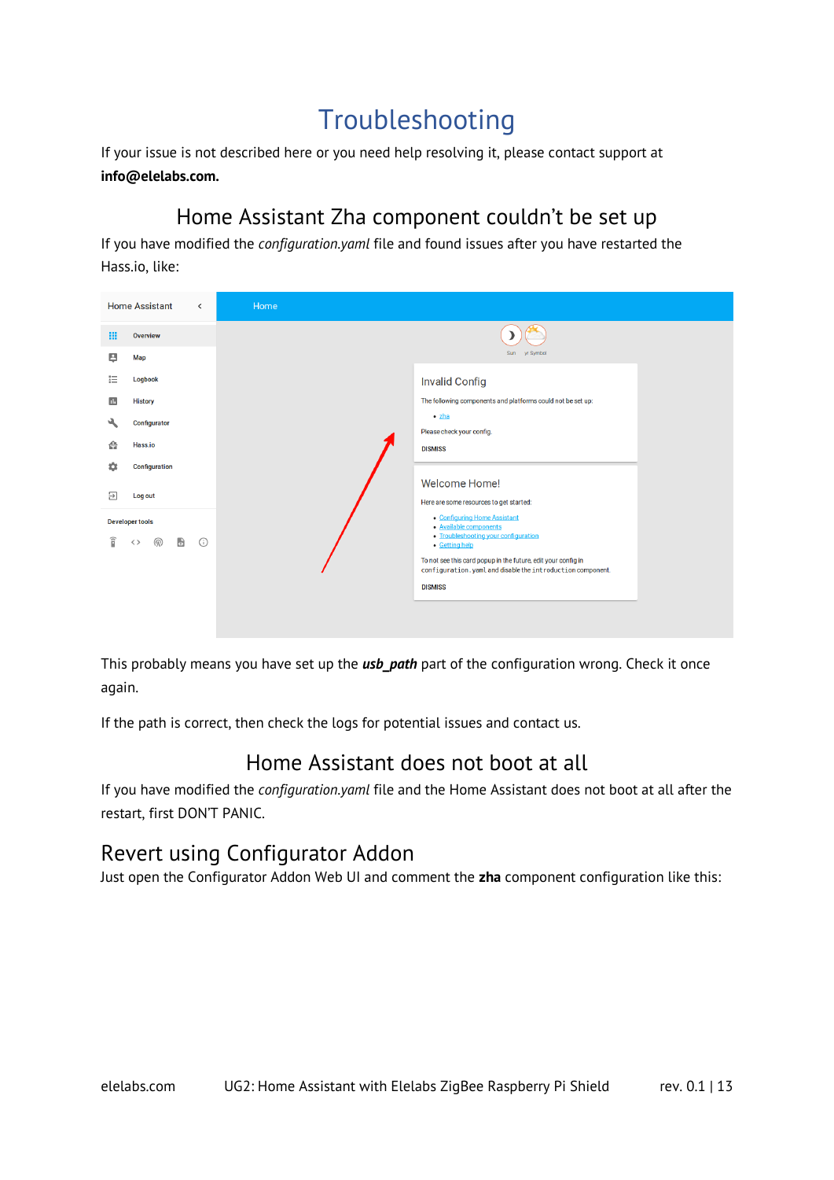# Troubleshooting

If your issue is not described here or you need help resolving it, please contact support at **info@elelabs.com.**

## Home Assistant Zha component couldn't be set up

If you have modified the *configuration.yaml* file and found issues after you have restarted the Hass.io, like:

This probably means you have set up the ***usb_path*** part of the configuration wrong. Check it once again.

If the path is correct, then check the logs for potential issues and contact us.

## Home Assistant does not boot at all

If you have modified the *configuration.yaml* file and the Home Assistant does not boot at all after the restart, first DON'T PANIC.

## Revert using Configurator Addon

Just open the Configurator Addon Web UI and comment the **zha** component configuration like this: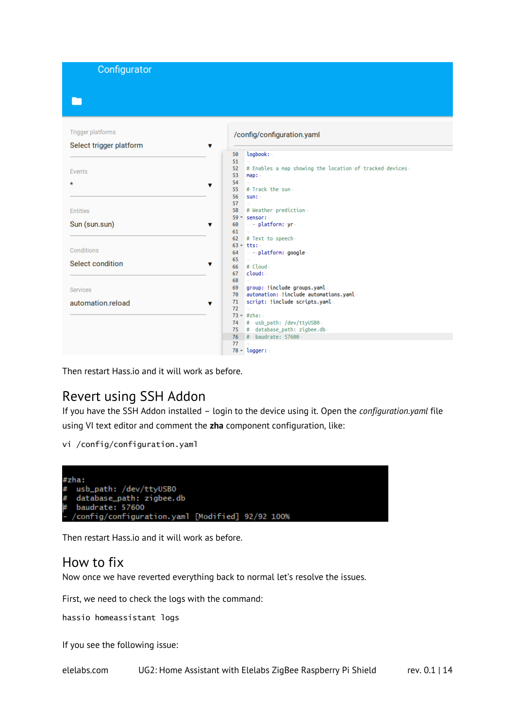Then restart Hass.io and it will work as before.

## Revert using SSH Addon

If you have the SSH Addon installed – login to the device using it. Open the *configuration.yaml* file using VI text editor and comment the **zha** component configuration, like:

```
vi /config/configuration.yaml
```

```
#zha:
#  usb_path: /dev/ttyUSB0
#  database_path: zigbee.db
#  baudrate: 57600
- /config/configuration.yaml [Modified] 92/92 100%
```

Then restart Hass.io and it will work as before.

## How to fix

Now once we have reverted everything back to normal let's resolve the issues.

First, we need to check the logs with the command:

```
hassio homeassistant logs
```

If you see the following issue: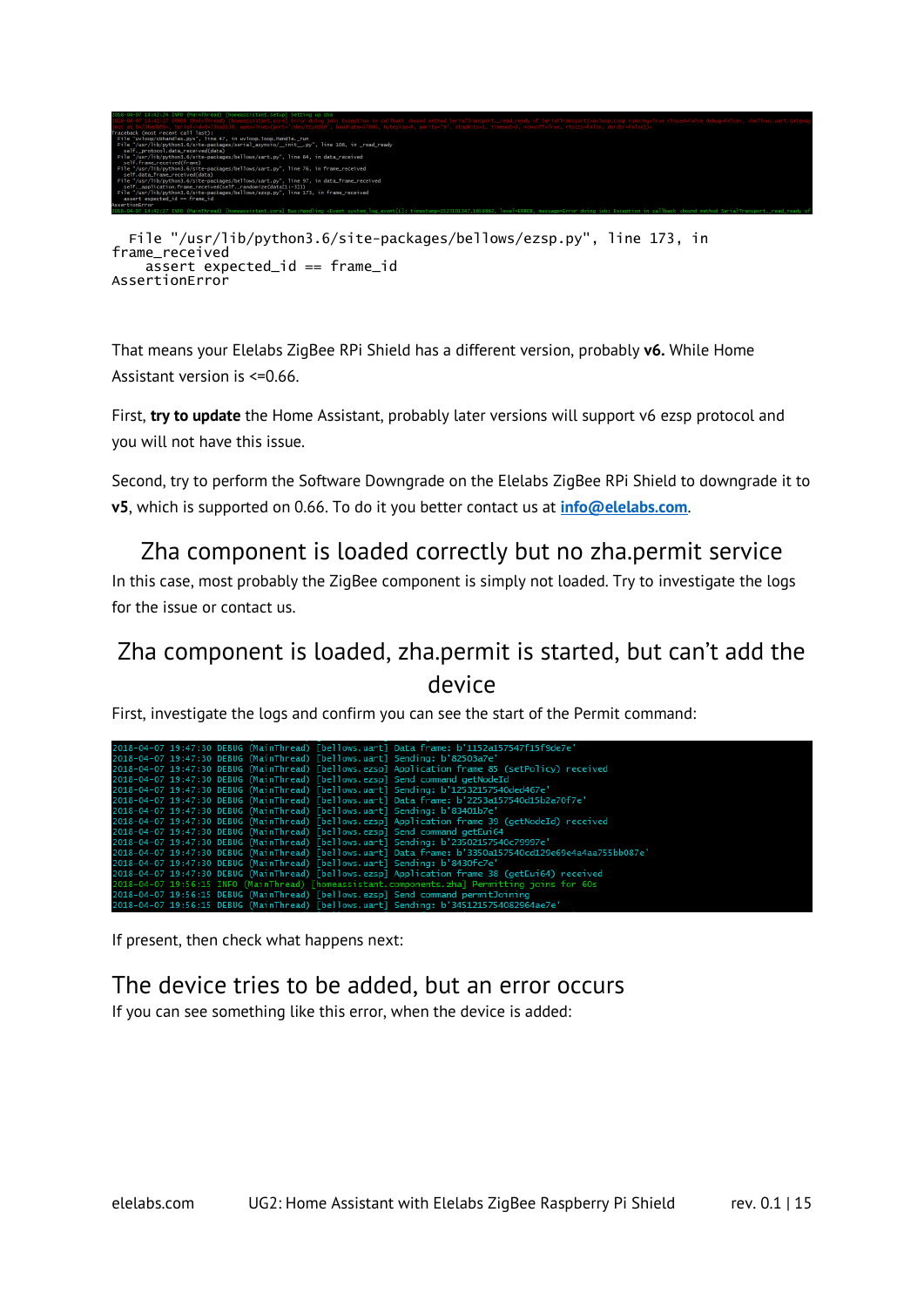```
  File "/usr/lib/python3.6/site-packages/bellows/ezsp.py", line 173, in
frame_received
    assert expected_id == frame_id
AssertionError
```

That means your Elelabs ZigBee RPi Shield has a different version, probably **v6.** While Home Assistant version is <=0.66.

First, **try to update** the Home Assistant, probably later versions will support v6 ezsp protocol and you will not have this issue.

Second, try to perform the Software Downgrade on the Elelabs ZigBee RPi Shield to downgrade it to **v5**, which is supported on 0.66. To do it you better contact us at **info@elelabs.com**.

## Zha component is loaded correctly but no zha.permit service

In this case, most probably the ZigBee component is simply not loaded. Try to investigate the logs for the issue or contact us.

## Zha component is loaded, zha.permit is started, but can't add the device

First, investigate the logs and confirm you can see the start of the Permit command:

```
2018-04-07 19:47:30 DEBUG (MainThread) [bellows.uart] Data frame: b'1152a157547f15f9de7e'
2018-04-07 19:47:30 DEBUG (MainThread) [bellows.uart] Sending: b'82503a7e'
2018-04-07 19:47:30 DEBUG (MainThread) [bellows.ezsp] Application frame 85 (setPolicy) received
2018-04-07 19:47:30 DEBUG (MainThread) [bellows.ezsp] Send command getNodeId
2018-04-07 19:47:30 DEBUG (MainThread) [bellows.uart] Sending: b'12532157540ded467e'
2018-04-07 19:47:30 DEBUG (MainThread) [bellows.uart] Data frame: b'2253a157540d15b2a70f7e'
2018-04-07 19:47:30 DEBUG (MainThread) [bellows.uart] Sending: b'83401b7e'
2018-04-07 19:47:30 DEBUG (MainThread) [bellows.ezsp] Application frame 39 (getNodeId) received
2018-04-07 19:47:30 DEBUG (MainThread) [bellows.ezsp] Send command getEui64
2018-04-07 19:47:30 DEBUG (MainThread) [bellows.uart] Sending: b'23502157540c79997e'
2018-04-07 19:47:30 DEBUG (MainThread) [bellows.uart] Data frame: b'3350a157540cd129e69e4a4aa755bb087e'
2018-04-07 19:47:30 DEBUG (MainThread) [bellows.uart] Sending: b'8430fc7e'
2018-04-07 19:47:30 DEBUG (MainThread) [bellows.ezsp] Application frame 38 (getEui64) received
2018-04-07 19:56:15 INFO (MainThread) [homeassistant.components.zha] Permitting joins for 60s
2018-04-07 19:56:15 DEBUG (MainThread) [bellows.ezsp] Send command permitJoining
2018-04-07 19:56:15 DEBUG (MainThread) [bellows.uart] Sending: b'34512157540829640ae7e'
```

If present, then check what happens next:

## The device tries to be added, but an error occurs

If you can see something like this error, when the device is added: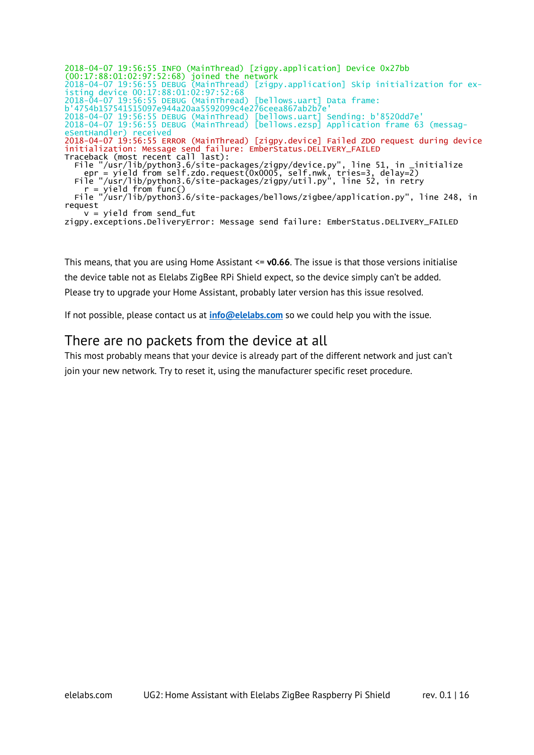```
2018-04-07 19:56:55 INFO (MainThread) [zigpy.application] Device 0x27bb
(00:17:88:01:02:97:52:68) joined the network
2018-04-07 19:56:55 DEBUG (MainThread) [zigpy.application] Skip initialization for ex-
isting device 00:17:88:01:02:97:52:68
2018-04-07 19:56:55 DEBUG (MainThread) [bellows.uart] Data frame:
b'4754b157541515097e944a20aa5592099c4e276ceea867ab2b7e'
2018-04-07 19:56:55 DEBUG (MainThread) [bellows.uart] Sending: b'8520dd7e'
2018-04-07 19:56:55 DEBUG (MainThread) [bellows.ezsp] Application frame 63 (messag-
eSentHandler) received
2018-04-07 19:56:55 ERROR (MainThread) [zigpy.device] Failed ZDO request during device
initialization: Message send failure: EmberStatus.DELIVERY_FAILED
Traceback (most recent call last):
  File "/usr/lib/python3.6/site-packages/zigpy/device.py", line 51, in _initialize
    epr = yield from self.zdo.request(0x0005, self.nwk, tries=3, delay=2)
  File "/usr/lib/python3.6/site-packages/zigpy/util.py", line 52, in retry
    r = yield from func()
  File "/usr/lib/python3.6/site-packages/bellows/zigbee/application.py", line 248, in
request
    v = yield from send_fut
zigpy.exceptions.DeliveryError: Message send failure: EmberStatus.DELIVERY_FAILED
```

This means, that you are using Home Assistant <= **v0.66**. The issue is that those versions initialise the device table not as Elelabs ZigBee RPi Shield expect, so the device simply can't be added. Please try to upgrade your Home Assistant, probably later version has this issue resolved.

If not possible, please contact us at **info@elelabs.com** so we could help you with the issue.

## There are no packets from the device at all

This most probably means that your device is already part of the different network and just can't join your new network. Try to reset it, using the manufacturer specific reset procedure.